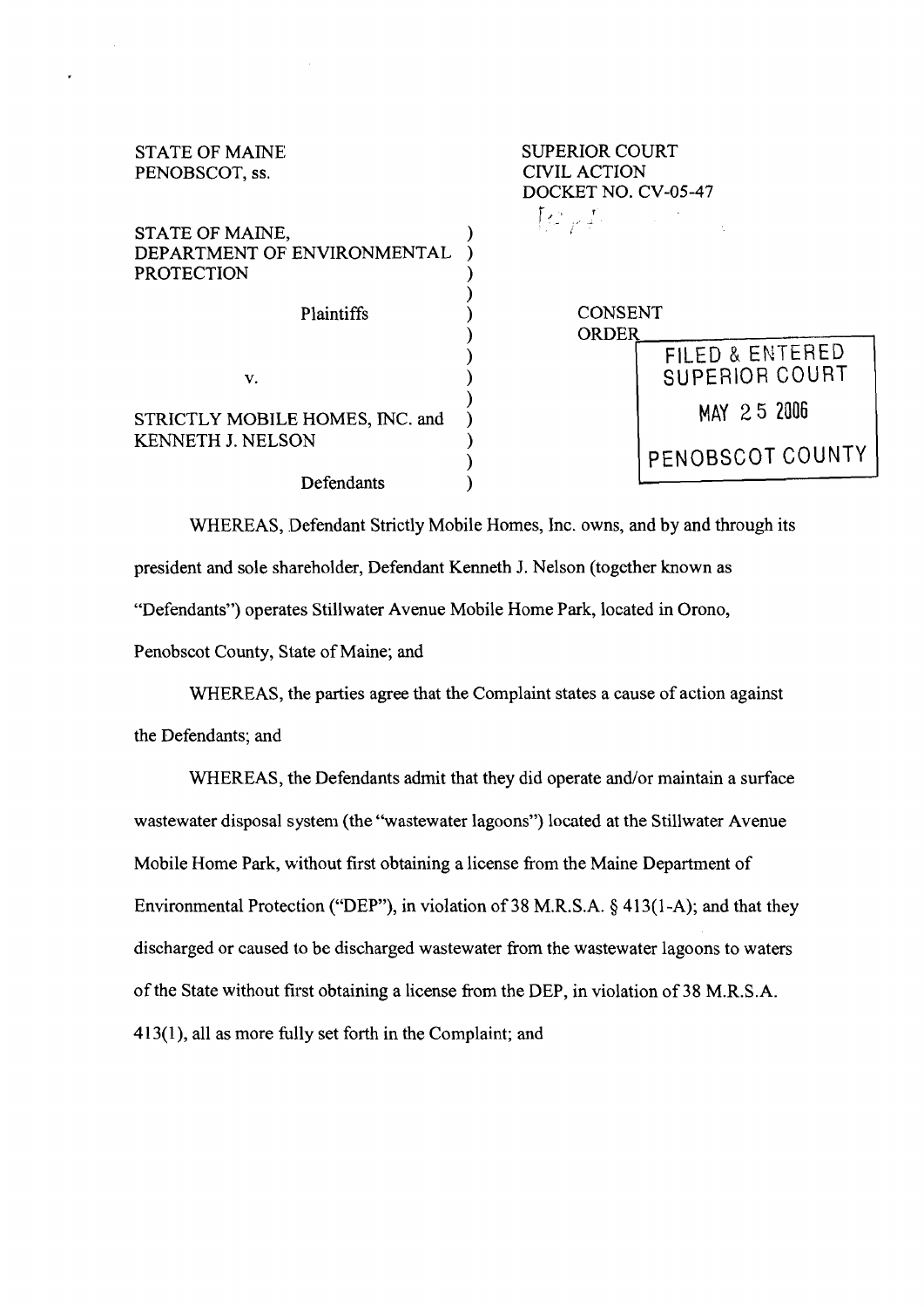STATE OF MAINE
PENOBSCOT, ss.

SUPERIOR COURT
CIVIL ACTION
DOCKET NO. CV-05-47

STATE OF MAINE,
DEPARTMENT OF ENVIRONMENTAL
PROTECTION

Plaintiffs

v.

STRICTLY MOBILE HOMES, INC. and
KENNETH J. NELSON

Defendants

CONSENT
ORDER

FILED & ENTERED
SUPERIOR COURT
MAY 25 2006
PENOBSCOT COUNTY

WHEREAS, Defendant Strictly Mobile Homes, Inc. owns, and by and through its president and sole shareholder, Defendant Kenneth J. Nelson (together known as "Defendants") operates Stillwater Avenue Mobile Home Park, located in Orono, Penobscot County, State of Maine; and

WHEREAS, the parties agree that the Complaint states a cause of action against the Defendants; and

WHEREAS, the Defendants admit that they did operate and/or maintain a surface wastewater disposal system (the "wastewater lagoons") located at the Stillwater Avenue Mobile Home Park, without first obtaining a license from the Maine Department of Environmental Protection ("DEP"), in violation of 38 M.R.S.A. § 413(1-A); and that they discharged or caused to be discharged wastewater from the wastewater lagoons to waters of the State without first obtaining a license from the DEP, in violation of 38 M.R.S.A. 413(1), all as more fully set forth in the Complaint; and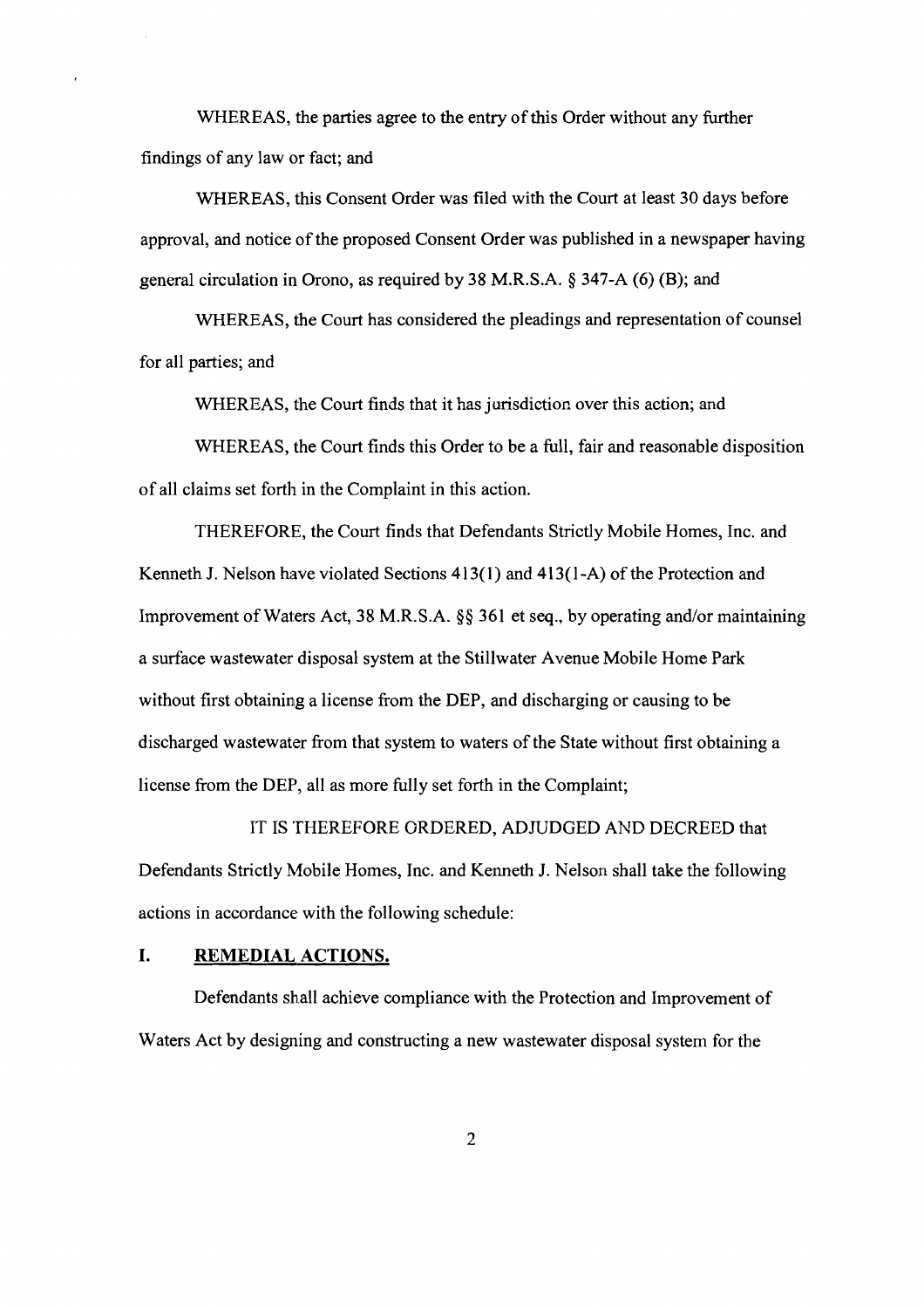WHEREAS, the parties agree to the entry of this Order without any further findings of any law or fact; and

WHEREAS, this Consent Order was filed with the Court at least 30 days before approval, and notice of the proposed Consent Order was published in a newspaper having general circulation in Orono, as required by 38 M.R.S.A. § 347-A (6) (B); and

WHEREAS, the Court has considered the pleadings and representation of counsel for all parties; and

WHEREAS, the Court finds that it has jurisdiction over this action; and

WHEREAS, the Court finds this Order to be a full, fair and reasonable disposition of all claims set forth in the Complaint in this action.

THEREFORE, the Court finds that Defendants Strictly Mobile Homes, Inc. and Kenneth J. Nelson have violated Sections 413(1) and 413(1-A) of the Protection and Improvement of Waters Act, 38 M.R.S.A. §§ 361 et seq., by operating and/or maintaining a surface wastewater disposal system at the Stillwater Avenue Mobile Home Park without first obtaining a license from the DEP, and discharging or causing to be discharged wastewater from that system to waters of the State without first obtaining a license from the DEP, all as more fully set forth in the Complaint;

IT IS THEREFORE ORDERED, ADJUDGED AND DECREED that Defendants Strictly Mobile Homes, Inc. and Kenneth J. Nelson shall take the following actions in accordance with the following schedule:

## I. REMEDIAL ACTIONS.

Defendants shall achieve compliance with the Protection and Improvement of Waters Act by designing and constructing a new wastewater disposal system for the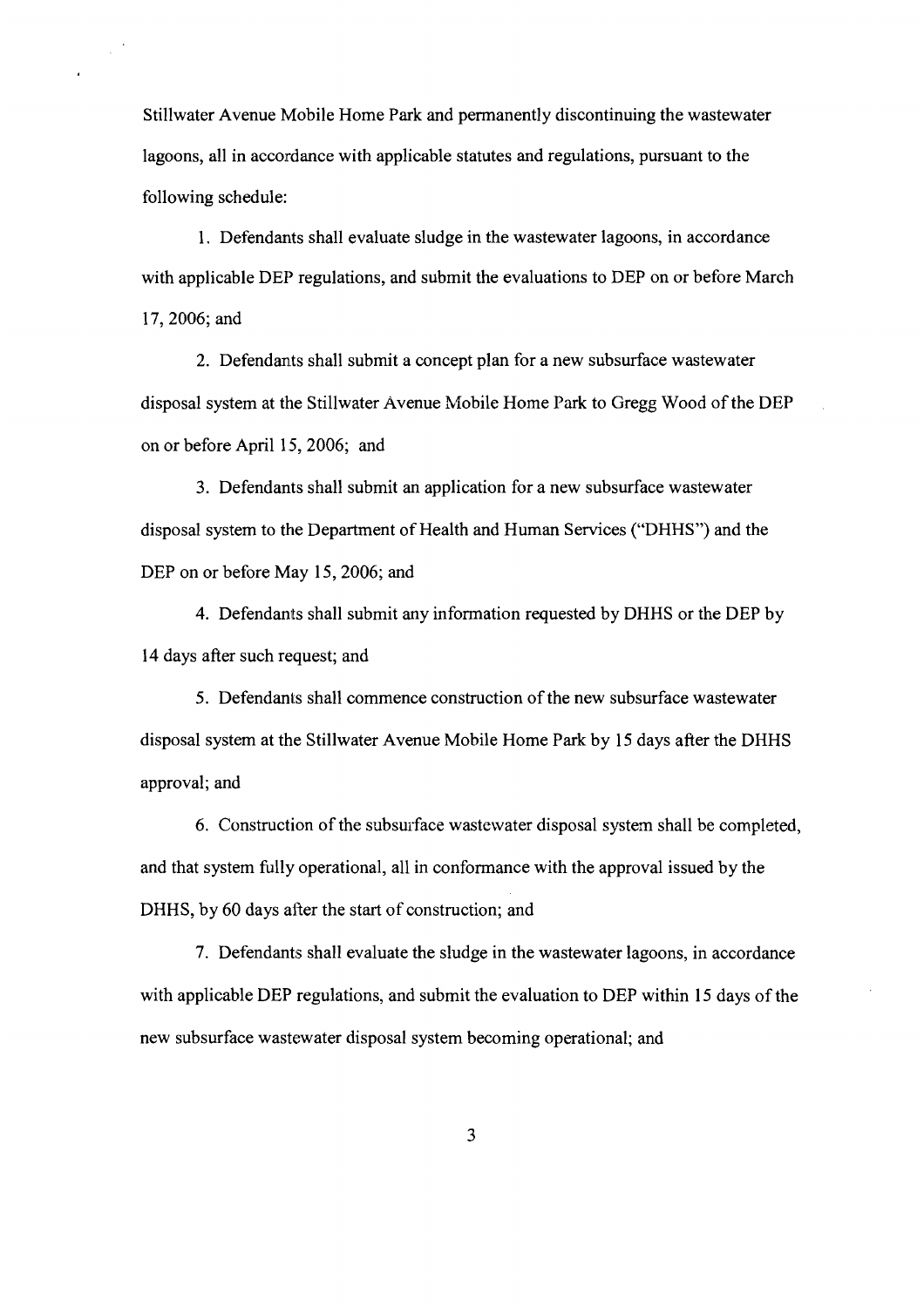Stillwater Avenue Mobile Home Park and permanently discontinuing the wastewater lagoons, all in accordance with applicable statutes and regulations, pursuant to the following schedule:

1. Defendants shall evaluate sludge in the wastewater lagoons, in accordance with applicable DEP regulations, and submit the evaluations to DEP on or before March 17, 2006; and

2. Defendants shall submit a concept plan for a new subsurface wastewater disposal system at the Stillwater Avenue Mobile Home Park to Gregg Wood of the DEP on or before April 15, 2006; and

3. Defendants shall submit an application for a new subsurface wastewater disposal system to the Department of Health and Human Services ("DHHS") and the DEP on or before May 15, 2006; and

4. Defendants shall submit any information requested by DHHS or the DEP by 14 days after such request; and

5. Defendants shall commence construction of the new subsurface wastewater disposal system at the Stillwater Avenue Mobile Home Park by 15 days after the DHHS approval; and

6. Construction of the subsurface wastewater disposal system shall be completed, and that system fully operational, all in conformance with the approval issued by the DHHS, by 60 days after the start of construction; and

7. Defendants shall evaluate the sludge in the wastewater lagoons, in accordance with applicable DEP regulations, and submit the evaluation to DEP within 15 days of the new subsurface wastewater disposal system becoming operational; and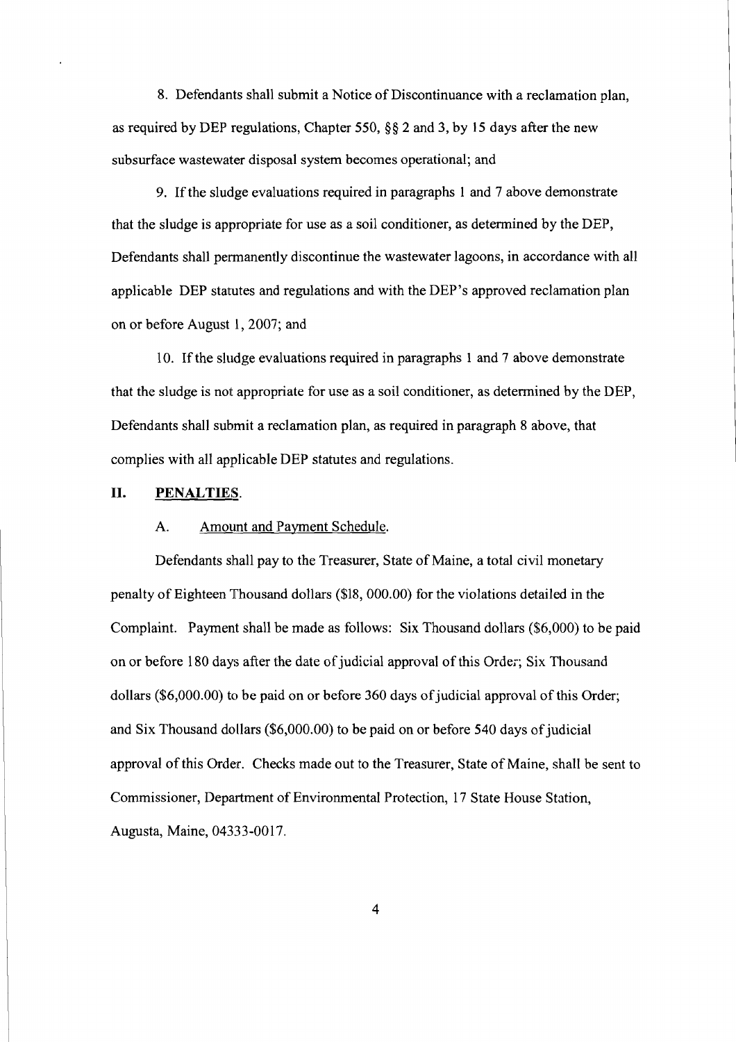8. Defendants shall submit a Notice of Discontinuance with a reclamation plan, as required by DEP regulations, Chapter 550, §§ 2 and 3, by 15 days after the new subsurface wastewater disposal system becomes operational; and

9. If the sludge evaluations required in paragraphs 1 and 7 above demonstrate that the sludge is appropriate for use as a soil conditioner, as determined by the DEP, Defendants shall permanently discontinue the wastewater lagoons, in accordance with all applicable DEP statutes and regulations and with the DEP's approved reclamation plan on or before August 1, 2007; and

10. If the sludge evaluations required in paragraphs 1 and 7 above demonstrate that the sludge is not appropriate for use as a soil conditioner, as determined by the DEP, Defendants shall submit a reclamation plan, as required in paragraph 8 above, that complies with all applicable DEP statutes and regulations.

## II. <u>PENALTIES</u>.

### A. <u>Amount and Payment Schedule</u>.

Defendants shall pay to the Treasurer, State of Maine, a total civil monetary penalty of Eighteen Thousand dollars ($18, 000.00) for the violations detailed in the Complaint. Payment shall be made as follows: Six Thousand dollars ($6,000) to be paid on or before 180 days after the date of judicial approval of this Order; Six Thousand dollars ($6,000.00) to be paid on or before 360 days of judicial approval of this Order; and Six Thousand dollars ($6,000.00) to be paid on or before 540 days of judicial approval of this Order. Checks made out to the Treasurer, State of Maine, shall be sent to Commissioner, Department of Environmental Protection, 17 State House Station, Augusta, Maine, 04333-0017.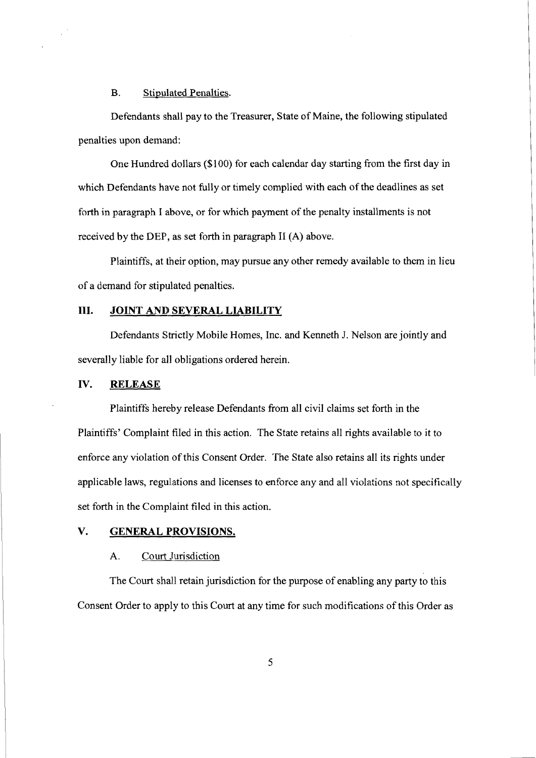B. Stipulated Penalties.

Defendants shall pay to the Treasurer, State of Maine, the following stipulated penalties upon demand:

One Hundred dollars ($100) for each calendar day starting from the first day in which Defendants have not fully or timely complied with each of the deadlines as set forth in paragraph I above, or for which payment of the penalty installments is not received by the DEP, as set forth in paragraph II (A) above.

Plaintiffs, at their option, may pursue any other remedy available to them in lieu of a demand for stipulated penalties.

## III. JOINT AND SEVERAL LIABILITY

Defendants Strictly Mobile Homes, Inc. and Kenneth J. Nelson are jointly and severally liable for all obligations ordered herein.

## IV. RELEASE

Plaintiffs hereby release Defendants from all civil claims set forth in the Plaintiffs' Complaint filed in this action. The State retains all rights available to it to enforce any violation of this Consent Order. The State also retains all its rights under applicable laws, regulations and licenses to enforce any and all violations not specifically set forth in the Complaint filed in this action.

## V. GENERAL PROVISIONS.

A. Court Jurisdiction

The Court shall retain jurisdiction for the purpose of enabling any party to this Consent Order to apply to this Court at any time for such modifications of this Order as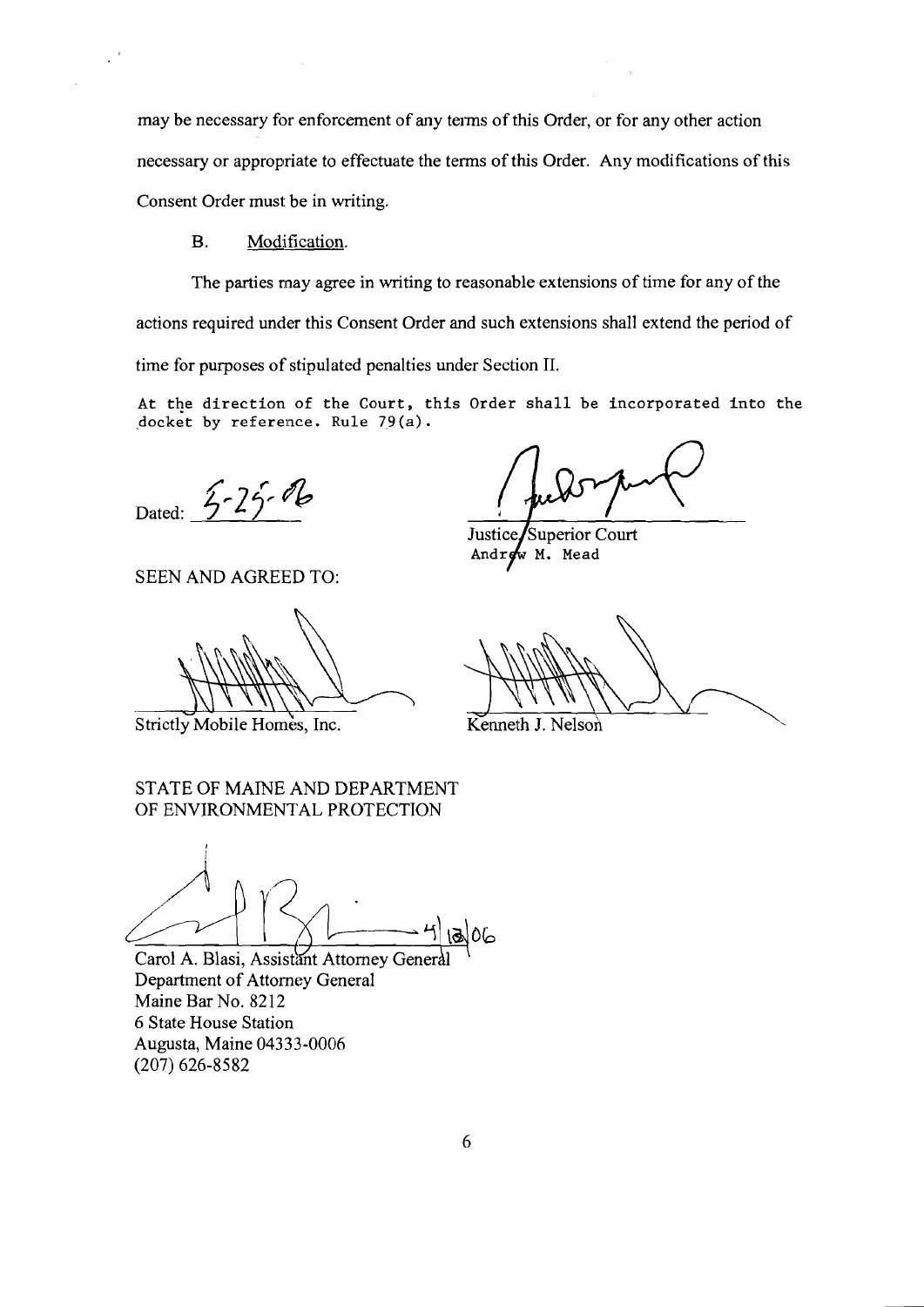may be necessary for enforcement of any terms of this Order, or for any other action necessary or appropriate to effectuate the terms of this Order. Any modifications of this Consent Order must be in writing.

B. Modification.

The parties may agree in writing to reasonable extensions of time for any of the actions required under this Consent Order and such extensions shall extend the period of time for purposes of stipulated penalties under Section II.

At the direction of the Court, this Order shall be incorporated into the docket by reference. Rule 79(a).

Dated: 5-25-06

Justice, Superior Court
Andrew M. Mead

SEEN AND AGREED TO:

Strictly Mobile Homes, Inc.

Kenneth J. Nelson

STATE OF MAINE AND DEPARTMENT OF ENVIRONMENTAL PROTECTION

4/13/06

Carol A. Blasi, Assistant Attorney General
Department of Attorney General
Maine Bar No. 8212
6 State House Station
Augusta, Maine 04333-0006
(207) 626-8582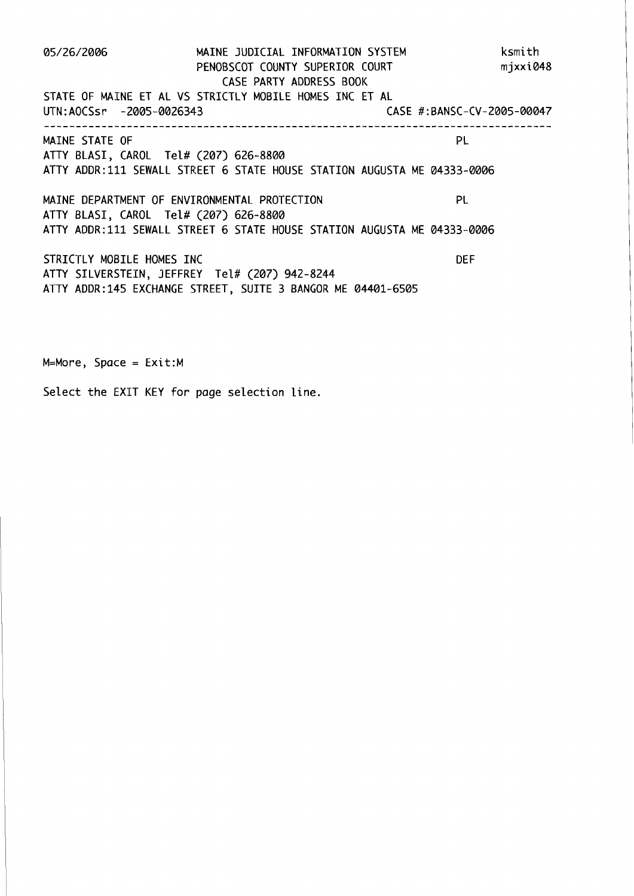```
05/26/2006              MAINE JUDICIAL INFORMATION SYSTEM                ksmith
                        PENOBSCOT COUNTY SUPERIOR COURT                  mjxxi048
                           CASE PARTY ADDRESS BOOK
STATE OF MAINE ET AL VS STRICTLY MOBILE HOMES INC ET AL
UTN:AOCSsr  -2005-0026343                           CASE #:BANSC-CV-2005-00047
-------------------------------------------------------------------------------
MAINE STATE OF                                                  PL
ATTY BLASI, CAROL  Tel# (207) 626-8800
ATTY ADDR:111 SEWALL STREET 6 STATE HOUSE STATION AUGUSTA ME 04333-0006

MAINE DEPARTMENT OF ENVIRONMENTAL PROTECTION                    PL
ATTY BLASI, CAROL  Tel# (207) 626-8800
ATTY ADDR:111 SEWALL STREET 6 STATE HOUSE STATION AUGUSTA ME 04333-0006

STRICTLY MOBILE HOMES INC                                       DEF
ATTY SILVERSTEIN, JEFFREY  Tel# (207) 942-8244
ATTY ADDR:145 EXCHANGE STREET, SUITE 3 BANGOR ME 04401-6505


M=More, Space = Exit:M

Select the EXIT KEY for page selection line.
```